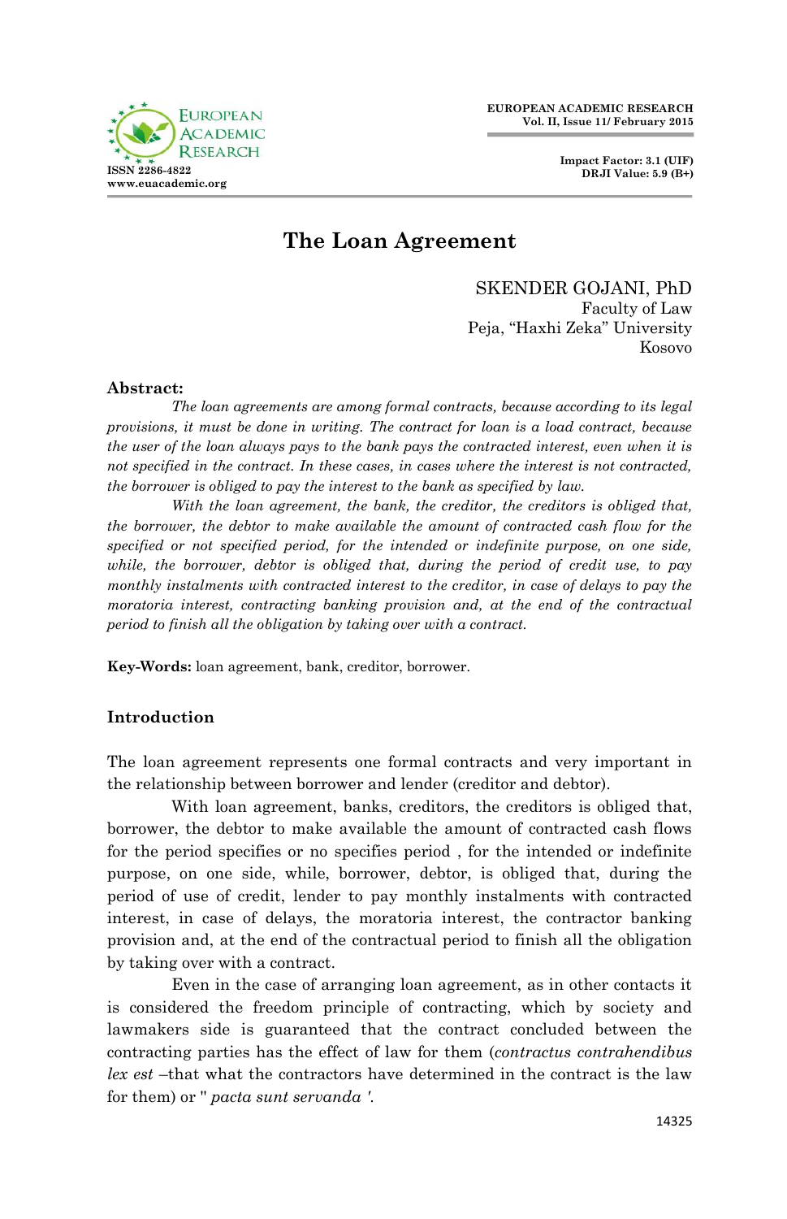# The Loan Agreement

SKENDER GOJANI, PhD
Faculty of Law
Peja, "Haxhi Zeka" University
Kosovo

**Abstract:**

*The loan agreements are among formal contracts, because according to its legal provisions, it must be done in writing. The contract for loan is a load contract, because the user of the loan always pays to the bank pays the contracted interest, even when it is not specified in the contract. In these cases, in cases where the interest is not contracted, the borrower is obliged to pay the interest to the bank as specified by law.*

*With the loan agreement, the bank, the creditor, the creditors is obliged that, the borrower, the debtor to make available the amount of contracted cash flow for the specified or not specified period, for the intended or indefinite purpose, on one side, while, the borrower, debtor is obliged that, during the period of credit use, to pay monthly instalments with contracted interest to the creditor, in case of delays to pay the moratoria interest, contracting banking provision and, at the end of the contractual period to finish all the obligation by taking over with a contract.*

**Key-Words:** loan agreement, bank, creditor, borrower.

## Introduction

The loan agreement represents one formal contracts and very important in the relationship between borrower and lender (creditor and debtor).

With loan agreement, banks, creditors, the creditors is obliged that, borrower, the debtor to make available the amount of contracted cash flows for the period specifies or no specifies period , for the intended or indefinite purpose, on one side, while, borrower, debtor, is obliged that, during the period of use of credit, lender to pay monthly instalments with contracted interest, in case of delays, the moratoria interest, the contractor banking provision and, at the end of the contractual period to finish all the obligation by taking over with a contract.

Even in the case of arranging loan agreement, as in other contacts it is considered the freedom principle of contracting, which by society and lawmakers side is guaranteed that the contract concluded between the contracting parties has the effect of law for them (*contractus contrahendibus lex est* –that what the contractors have determined in the contract is the law for them) or " *pacta sunt servanda* '.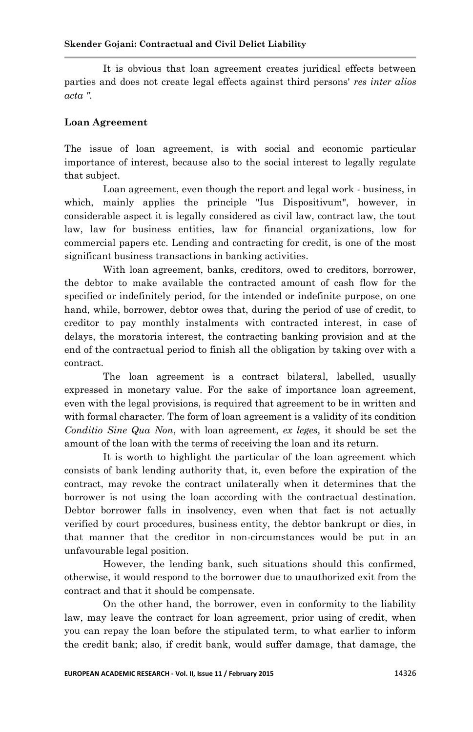It is obvious that loan agreement creates juridical effects between parties and does not create legal effects against third persons' *res inter alios acta ".*

**Loan Agreement**

The issue of loan agreement, is with social and economic particular importance of interest, because also to the social interest to legally regulate that subject.

Loan agreement, even though the report and legal work - business, in which, mainly applies the principle "Ius Dispositivum", however, in considerable aspect it is legally considered as civil law, contract law, the tout law, law for business entities, law for financial organizations, low for commercial papers etc. Lending and contracting for credit, is one of the most significant business transactions in banking activities.

With loan agreement, banks, creditors, owed to creditors, borrower, the debtor to make available the contracted amount of cash flow for the specified or indefinitely period, for the intended or indefinite purpose, on one hand, while, borrower, debtor owes that, during the period of use of credit, to creditor to pay monthly instalments with contracted interest, in case of delays, the moratoria interest, the contracting banking provision and at the end of the contractual period to finish all the obligation by taking over with a contract.

The loan agreement is a contract bilateral, labelled, usually expressed in monetary value. For the sake of importance loan agreement, even with the legal provisions, is required that agreement to be in written and with formal character. The form of loan agreement is a validity of its condition *Conditio Sine Qua Non*, with loan agreement, *ex leges*, it should be set the amount of the loan with the terms of receiving the loan and its return.

It is worth to highlight the particular of the loan agreement which consists of bank lending authority that, it, even before the expiration of the contract, may revoke the contract unilaterally when it determines that the borrower is not using the loan according with the contractual destination. Debtor borrower falls in insolvency, even when that fact is not actually verified by court procedures, business entity, the debtor bankrupt or dies, in that manner that the creditor in non-circumstances would be put in an unfavourable legal position.

However, the lending bank, such situations should this confirmed, otherwise, it would respond to the borrower due to unauthorized exit from the contract and that it should be compensate.

On the other hand, the borrower, even in conformity to the liability law, may leave the contract for loan agreement, prior using of credit, when you can repay the loan before the stipulated term, to what earlier to inform the credit bank; also, if credit bank, would suffer damage, that damage, the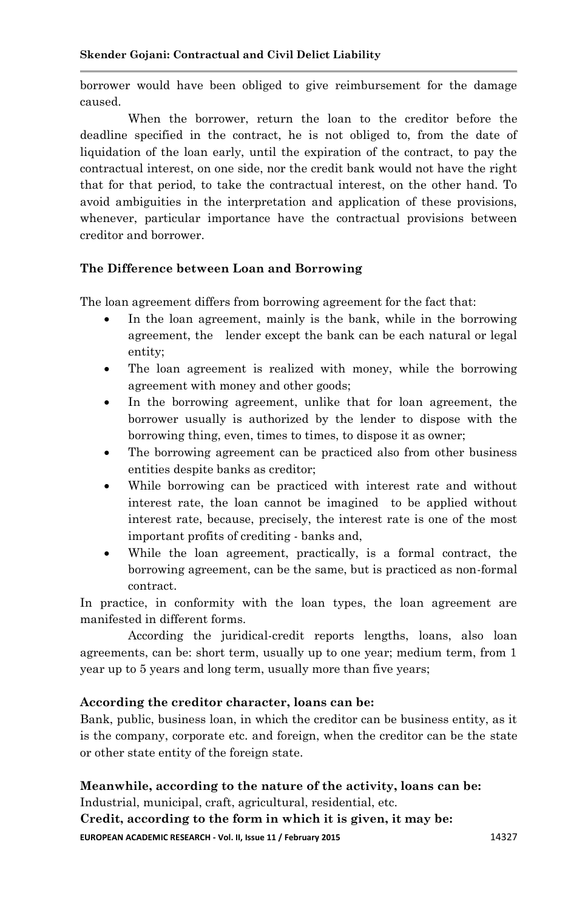borrower would have been obliged to give reimbursement for the damage caused.

When the borrower, return the loan to the creditor before the deadline specified in the contract, he is not obliged to, from the date of liquidation of the loan early, until the expiration of the contract, to pay the contractual interest, on one side, nor the credit bank would not have the right that for that period, to take the contractual interest, on the other hand. To avoid ambiguities in the interpretation and application of these provisions, whenever, particular importance have the contractual provisions between creditor and borrower.

## The Difference between Loan and Borrowing

The loan agreement differs from borrowing agreement for the fact that:

- In the loan agreement, mainly is the bank, while in the borrowing agreement, the lender except the bank can be each natural or legal entity;
- The loan agreement is realized with money, while the borrowing agreement with money and other goods;
- In the borrowing agreement, unlike that for loan agreement, the borrower usually is authorized by the lender to dispose with the borrowing thing, even, times to times, to dispose it as owner;
- The borrowing agreement can be practiced also from other business entities despite banks as creditor;
- While borrowing can be practiced with interest rate and without interest rate, the loan cannot be imagined to be applied without interest rate, because, precisely, the interest rate is one of the most important profits of crediting - banks and,
- While the loan agreement, practically, is a formal contract, the borrowing agreement, can be the same, but is practiced as non-formal contract.

In practice, in conformity with the loan types, the loan agreement are manifested in different forms.

According the juridical-credit reports lengths, loans, also loan agreements, can be: short term, usually up to one year; medium term, from 1 year up to 5 years and long term, usually more than five years;

**According the creditor character, loans can be:**

Bank, public, business loan, in which the creditor can be business entity, as it is the company, corporate etc. and foreign, when the creditor can be the state or other state entity of the foreign state.

**Meanwhile, according to the nature of the activity, loans can be:**

Industrial, municipal, craft, agricultural, residential, etc.

**Credit, according to the form in which it is given, it may be:**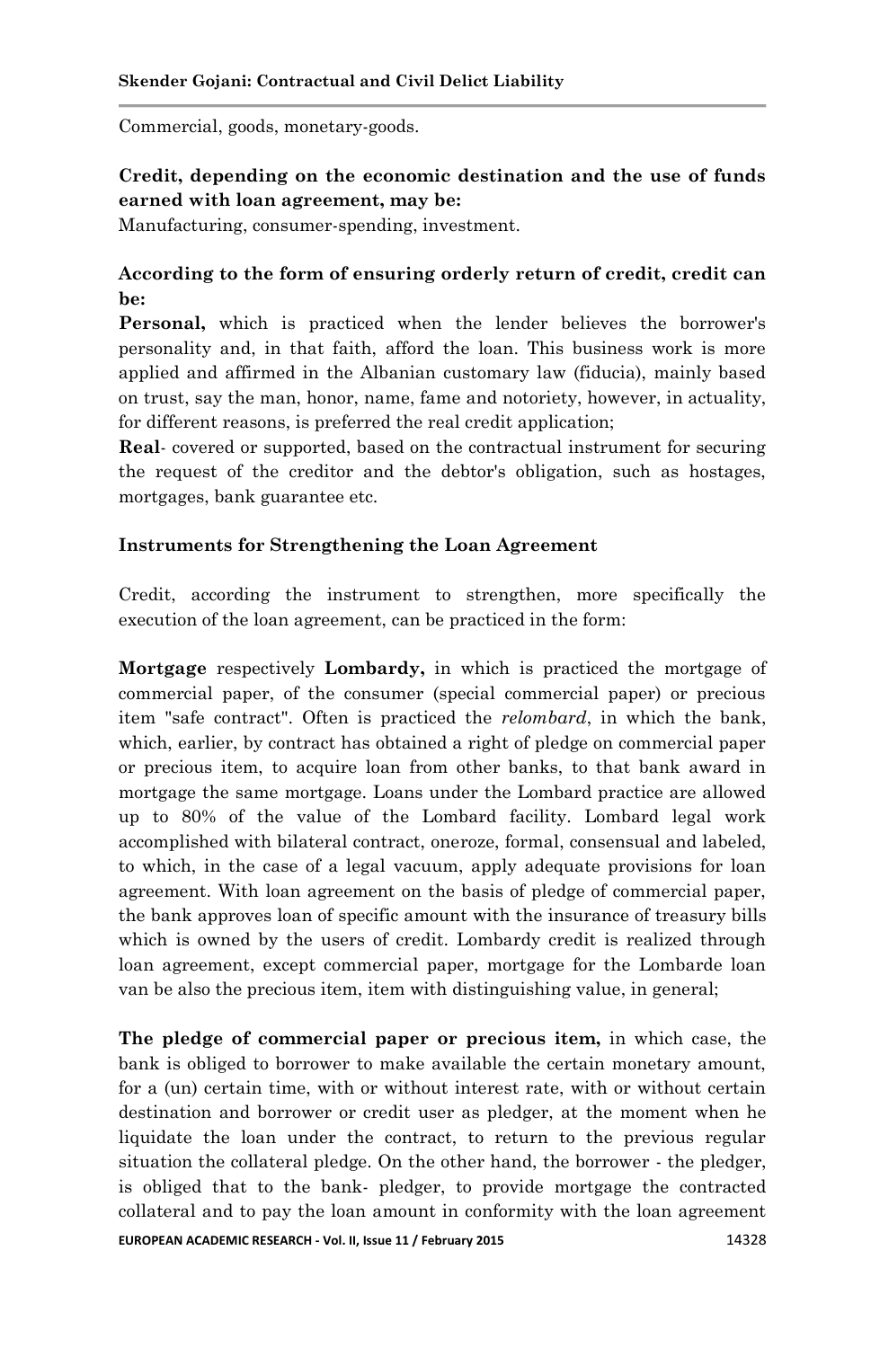Commercial, goods, monetary-goods.

**Credit, depending on the economic destination and the use of funds earned with loan agreement, may be:**
Manufacturing, consumer-spending, investment.

**According to the form of ensuring orderly return of credit, credit can be:**

**Personal,** which is practiced when the lender believes the borrower's personality and, in that faith, afford the loan. This business work is more applied and affirmed in the Albanian customary law (fiducia), mainly based on trust, say the man, honor, name, fame and notoriety, however, in actuality, for different reasons, is preferred the real credit application;

**Real**- covered or supported, based on the contractual instrument for securing the request of the creditor and the debtor's obligation, such as hostages, mortgages, bank guarantee etc.

### Instruments for Strengthening the Loan Agreement

Credit, according the instrument to strengthen, more specifically the execution of the loan agreement, can be practiced in the form:

**Mortgage** respectively **Lombardy,** in which is practiced the mortgage of commercial paper, of the consumer (special commercial paper) or precious item "safe contract". Often is practiced the *relombard*, in which the bank, which, earlier, by contract has obtained a right of pledge on commercial paper or precious item, to acquire loan from other banks, to that bank award in mortgage the same mortgage. Loans under the Lombard practice are allowed up to 80% of the value of the Lombard facility. Lombard legal work accomplished with bilateral contract, oneroze, formal, consensual and labeled, to which, in the case of a legal vacuum, apply adequate provisions for loan agreement. With loan agreement on the basis of pledge of commercial paper, the bank approves loan of specific amount with the insurance of treasury bills which is owned by the users of credit. Lombardy credit is realized through loan agreement, except commercial paper, mortgage for the Lombarde loan van be also the precious item, item with distinguishing value, in general;

**The pledge of commercial paper or precious item,** in which case, the bank is obliged to borrower to make available the certain monetary amount, for a (un) certain time, with or without interest rate, with or without certain destination and borrower or credit user as pledger, at the moment when he liquidate the loan under the contract, to return to the previous regular situation the collateral pledge. On the other hand, the borrower - the pledger, is obliged that to the bank- pledger, to provide mortgage the contracted collateral and to pay the loan amount in conformity with the loan agreement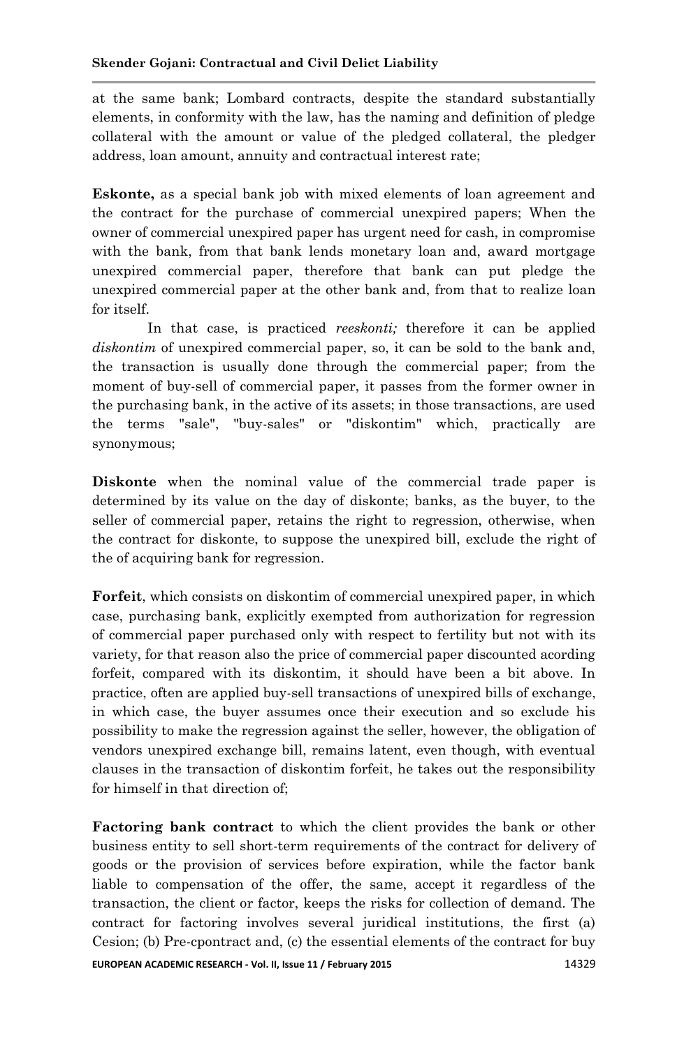at the same bank; Lombard contracts, despite the standard substantially elements, in conformity with the law, has the naming and definition of pledge collateral with the amount or value of the pledged collateral, the pledger address, loan amount, annuity and contractual interest rate;

**Eskonte,** as a special bank job with mixed elements of loan agreement and the contract for the purchase of commercial unexpired papers; When the owner of commercial unexpired paper has urgent need for cash, in compromise with the bank, from that bank lends monetary loan and, award mortgage unexpired commercial paper, therefore that bank can put pledge the unexpired commercial paper at the other bank and, from that to realize loan for itself.

In that case, is practiced *reeskonti;* therefore it can be applied *diskontim* of unexpired commercial paper, so, it can be sold to the bank and, the transaction is usually done through the commercial paper; from the moment of buy-sell of commercial paper, it passes from the former owner in the purchasing bank, in the active of its assets; in those transactions, are used the terms "sale", "buy-sales" or "diskontim" which, practically are synonymous;

**Diskonte** when the nominal value of the commercial trade paper is determined by its value on the day of diskonte; banks, as the buyer, to the seller of commercial paper, retains the right to regression, otherwise, when the contract for diskonte, to suppose the unexpired bill, exclude the right of the of acquiring bank for regression.

**Forfeit**, which consists on diskontim of commercial unexpired paper, in which case, purchasing bank, explicitly exempted from authorization for regression of commercial paper purchased only with respect to fertility but not with its variety, for that reason also the price of commercial paper discounted acording forfeit, compared with its diskontim, it should have been a bit above. In practice, often are applied buy-sell transactions of unexpired bills of exchange, in which case, the buyer assumes once their execution and so exclude his possibility to make the regression against the seller, however, the obligation of vendors unexpired exchange bill, remains latent, even though, with eventual clauses in the transaction of diskontim forfeit, he takes out the responsibility for himself in that direction of;

**Factoring bank contract** to which the client provides the bank or other business entity to sell short-term requirements of the contract for delivery of goods or the provision of services before expiration, while the factor bank liable to compensation of the offer, the same, accept it regardless of the transaction, the client or factor, keeps the risks for collection of demand. The contract for factoring involves several juridical institutions, the first (a) Cesion; (b) Pre-cpontract and, (c) the essential elements of the contract for buy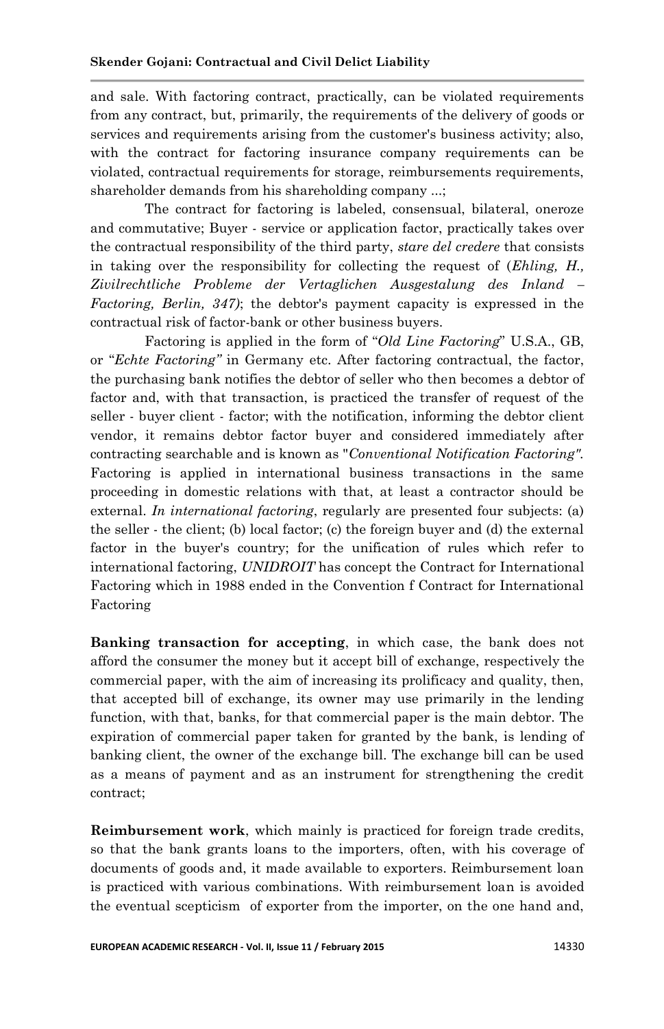and sale. With factoring contract, practically, can be violated requirements from any contract, but, primarily, the requirements of the delivery of goods or services and requirements arising from the customer's business activity; also, with the contract for factoring insurance company requirements can be violated, contractual requirements for storage, reimbursements requirements, shareholder demands from his shareholding company ...;

The contract for factoring is labeled, consensual, bilateral, oneroze and commutative; Buyer - service or application factor, practically takes over the contractual responsibility of the third party, *stare del credere* that consists in taking over the responsibility for collecting the request of (*Ehling, H., Zivilrechtliche Probleme der Vertaglichen Ausgestalung des Inland – Factoring, Berlin, 347)*; the debtor's payment capacity is expressed in the contractual risk of factor-bank or other business buyers.

Factoring is applied in the form of "*Old Line Factoring*" U.S.A., GB, or "*Echte Factoring"* in Germany etc. After factoring contractual, the factor, the purchasing bank notifies the debtor of seller who then becomes a debtor of factor and, with that transaction, is practiced the transfer of request of the seller - buyer client - factor; with the notification, informing the debtor client vendor, it remains debtor factor buyer and considered immediately after contracting searchable and is known as "*Conventional Notification Factoring"*. Factoring is applied in international business transactions in the same proceeding in domestic relations with that, at least a contractor should be external. *In international factoring*, regularly are presented four subjects: (a) the seller - the client; (b) local factor; (c) the foreign buyer and (d) the external factor in the buyer's country; for the unification of rules which refer to international factoring, *UNIDROIT* has concept the Contract for International Factoring which in 1988 ended in the Convention f Contract for International Factoring

**Banking transaction for accepting**, in which case, the bank does not afford the consumer the money but it accept bill of exchange, respectively the commercial paper, with the aim of increasing its prolificacy and quality, then, that accepted bill of exchange, its owner may use primarily in the lending function, with that, banks, for that commercial paper is the main debtor. The expiration of commercial paper taken for granted by the bank, is lending of banking client, the owner of the exchange bill. The exchange bill can be used as a means of payment and as an instrument for strengthening the credit contract;

**Reimbursement work**, which mainly is practiced for foreign trade credits, so that the bank grants loans to the importers, often, with his coverage of documents of goods and, it made available to exporters. Reimbursement loan is practiced with various combinations. With reimbursement loan is avoided the eventual scepticism of exporter from the importer, on the one hand and,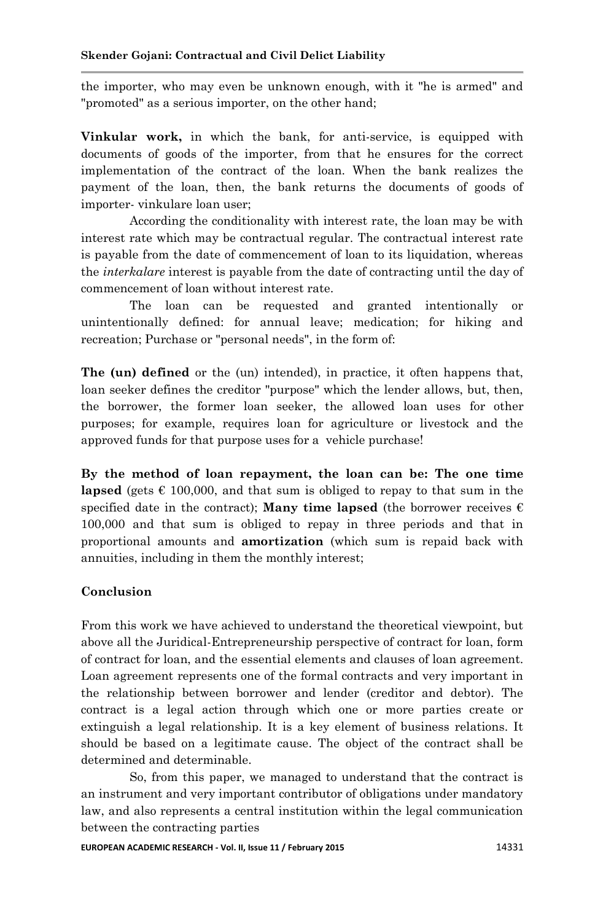the importer, who may even be unknown enough, with it "he is armed" and "promoted" as a serious importer, on the other hand;

**Vinkular work,** in which the bank, for anti-service, is equipped with documents of goods of the importer, from that he ensures for the correct implementation of the contract of the loan. When the bank realizes the payment of the loan, then, the bank returns the documents of goods of importer- vinkulare loan user;

According the conditionality with interest rate, the loan may be with interest rate which may be contractual regular. The contractual interest rate is payable from the date of commencement of loan to its liquidation, whereas the *interkalare* interest is payable from the date of contracting until the day of commencement of loan without interest rate.

The loan can be requested and granted intentionally or unintentionally defined: for annual leave; medication; for hiking and recreation; Purchase or "personal needs", in the form of:

**The (un) defined** or the (un) intended), in practice, it often happens that, loan seeker defines the creditor "purpose" which the lender allows, but, then, the borrower, the former loan seeker, the allowed loan uses for other purposes; for example, requires loan for agriculture or livestock and the approved funds for that purpose uses for a vehicle purchase!

**By the method of loan repayment, the loan can be: The one time lapsed** (gets € 100,000, and that sum is obliged to repay to that sum in the specified date in the contract); **Many time lapsed** (the borrower receives € 100,000 and that sum is obliged to repay in three periods and that in proportional amounts and **amortization** (which sum is repaid back with annuities, including in them the monthly interest;

## Conclusion

From this work we have achieved to understand the theoretical viewpoint, but above all the Juridical-Entrepreneurship perspective of contract for loan, form of contract for loan, and the essential elements and clauses of loan agreement. Loan agreement represents one of the formal contracts and very important in the relationship between borrower and lender (creditor and debtor). The contract is a legal action through which one or more parties create or extinguish a legal relationship. It is a key element of business relations. It should be based on a legitimate cause. The object of the contract shall be determined and determinable.

So, from this paper, we managed to understand that the contract is an instrument and very important contributor of obligations under mandatory law, and also represents a central institution within the legal communication between the contracting parties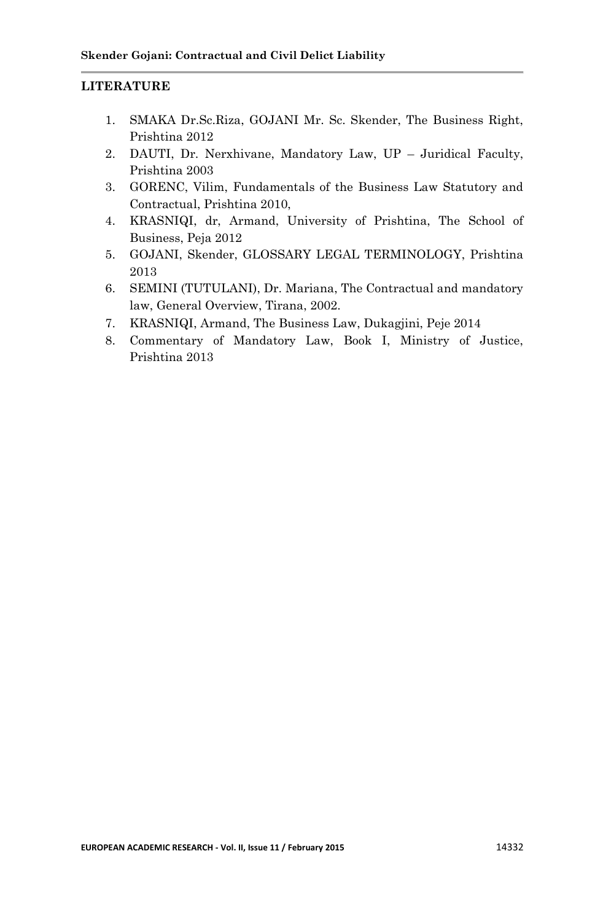## LITERATURE

1. SMAKA Dr.Sc.Riza, GOJANI Mr. Sc. Skender, The Business Right, Prishtina 2012
2. DAUTI, Dr. Nerxhivane, Mandatory Law, UP – Juridical Faculty, Prishtina 2003
3. GORENC, Vilim, Fundamentals of the Business Law Statutory and Contractual, Prishtina 2010,
4. KRASNIQI, dr, Armand, University of Prishtina, The School of Business, Peja 2012
5. GOJANI, Skender, GLOSSARY LEGAL TERMINOLOGY, Prishtina 2013
6. SEMINI (TUTULANI), Dr. Mariana, The Contractual and mandatory law, General Overview, Tirana, 2002.
7. KRASNIQI, Armand, The Business Law, Dukagjini, Peje 2014
8. Commentary of Mandatory Law, Book I, Ministry of Justice, Prishtina 2013